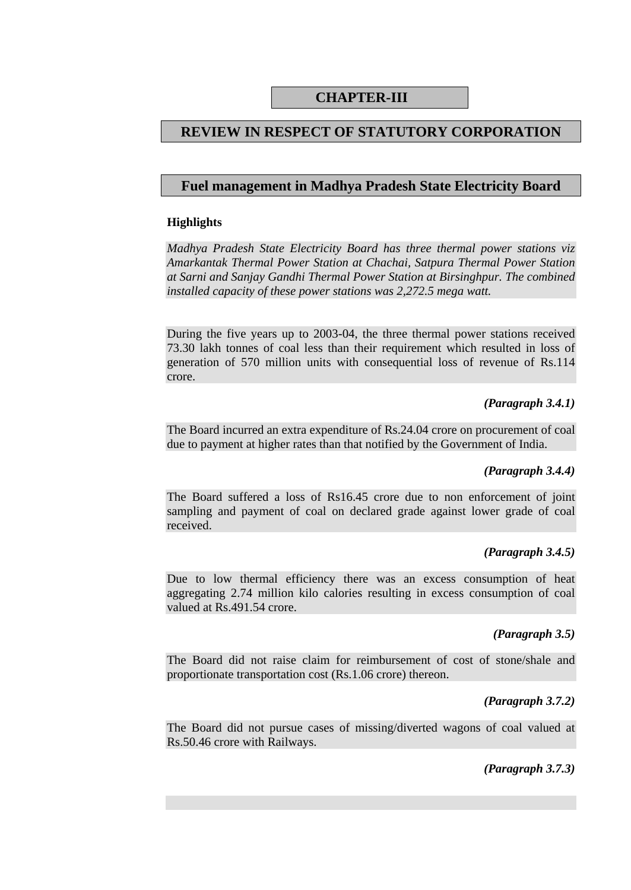# CHAPTER-III

# REVIEW IN RESPECT OF STATUTORY CORPORATION

## Fuel management in Madhya Pradesh State Electricity Board

### Highlights

*Madhya Pradesh State Electricity Board has three thermal power stations viz Amarkantak Thermal Power Station at Chachai, Satpura Thermal Power Station at Sarni and Sanjay Gandhi Thermal Power Station at Birsinghpur. The combined installed capacity of these power stations was 2,272.5 mega watt.*

During the five years up to 2003-04, the three thermal power stations received 73.30 lakh tonnes of coal less than their requirement which resulted in loss of generation of 570 million units with consequential loss of revenue of Rs.114 crore.

***(Paragraph 3.4.1)***

The Board incurred an extra expenditure of Rs.24.04 crore on procurement of coal due to payment at higher rates than that notified by the Government of India.

***(Paragraph 3.4.4)***

The Board suffered a loss of Rs16.45 crore due to non enforcement of joint sampling and payment of coal on declared grade against lower grade of coal received.

***(Paragraph 3.4.5)***

Due to low thermal efficiency there was an excess consumption of heat aggregating 2.74 million kilo calories resulting in excess consumption of coal valued at Rs.491.54 crore.

***(Paragraph 3.5)***

The Board did not raise claim for reimbursement of cost of stone/shale and proportionate transportation cost (Rs.1.06 crore) thereon.

***(Paragraph 3.7.2)***

The Board did not pursue cases of missing/diverted wagons of coal valued at Rs.50.46 crore with Railways.

***(Paragraph 3.7.3)***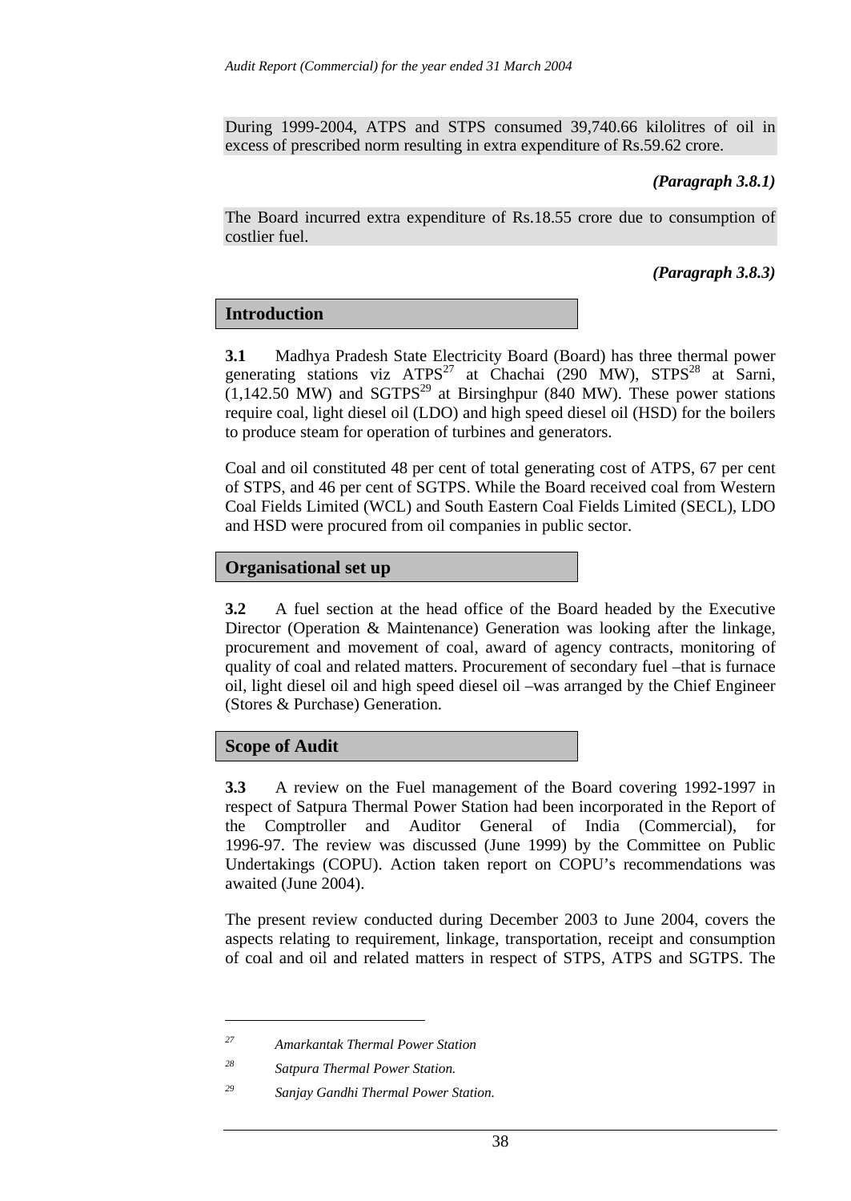During 1999-2004, ATPS and STPS consumed 39,740.66 kilolitres of oil in excess of prescribed norm resulting in extra expenditure of Rs.59.62 crore.

***(Paragraph 3.8.1)***

The Board incurred extra expenditure of Rs.18.55 crore due to consumption of costlier fuel.

***(Paragraph 3.8.3)***

## Introduction

**3.1** Madhya Pradesh State Electricity Board (Board) has three thermal power generating stations viz ATPS[27] at Chachai (290 MW), STPS[28] at Sarni, (1,142.50 MW) and SGTPS[29] at Birsinghpur (840 MW). These power stations require coal, light diesel oil (LDO) and high speed diesel oil (HSD) for the boilers to produce steam for operation of turbines and generators.

Coal and oil constituted 48 per cent of total generating cost of ATPS, 67 per cent of STPS, and 46 per cent of SGTPS. While the Board received coal from Western Coal Fields Limited (WCL) and South Eastern Coal Fields Limited (SECL), LDO and HSD were procured from oil companies in public sector.

## Organisational set up

**3.2** A fuel section at the head office of the Board headed by the Executive Director (Operation & Maintenance) Generation was looking after the linkage, procurement and movement of coal, award of agency contracts, monitoring of quality of coal and related matters. Procurement of secondary fuel –that is furnace oil, light diesel oil and high speed diesel oil –was arranged by the Chief Engineer (Stores & Purchase) Generation.

## Scope of Audit

**3.3** A review on the Fuel management of the Board covering 1992-1997 in respect of Satpura Thermal Power Station had been incorporated in the Report of the Comptroller and Auditor General of India (Commercial), for 1996-97. The review was discussed (June 1999) by the Committee on Public Undertakings (COPU). Action taken report on COPU's recommendations was awaited (June 2004).

The present review conducted during December 2003 to June 2004, covers the aspects relating to requirement, linkage, transportation, receipt and consumption of coal and oil and related matters in respect of STPS, ATPS and SGTPS. The

---

[27] *Amarkantak Thermal Power Station*

[28] *Satpura Thermal Power Station.*

[29] *Sanjay Gandhi Thermal Power Station.*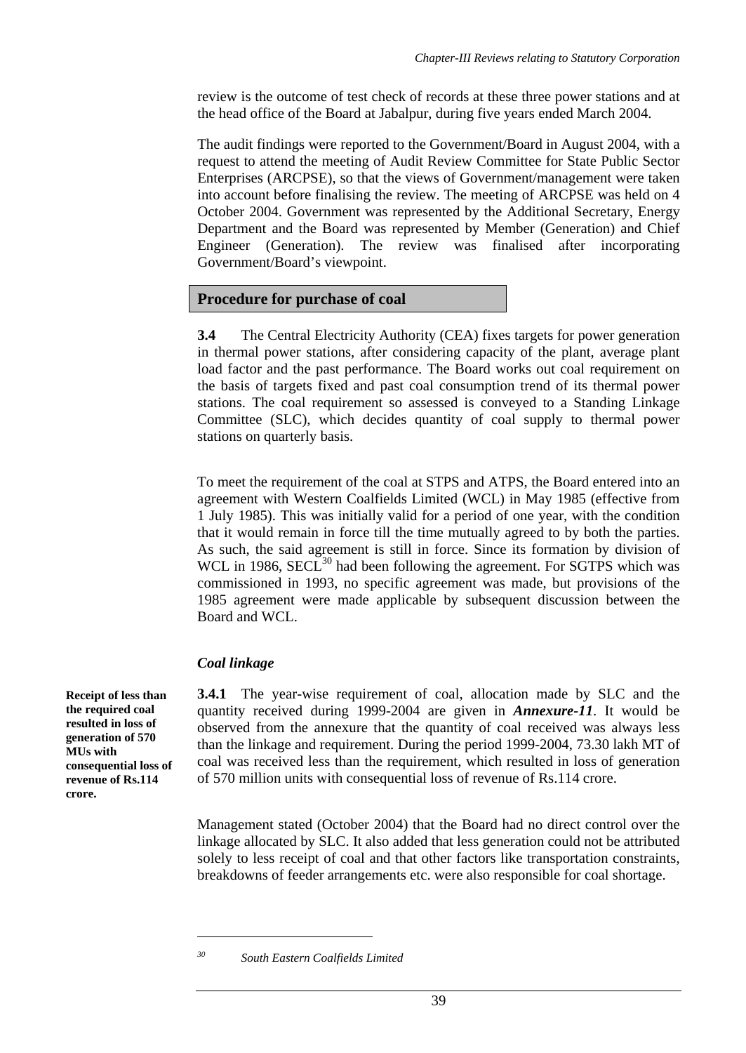review is the outcome of test check of records at these three power stations and at the head office of the Board at Jabalpur, during five years ended March 2004.

The audit findings were reported to the Government/Board in August 2004, with a request to attend the meeting of Audit Review Committee for State Public Sector Enterprises (ARCPSE), so that the views of Government/management were taken into account before finalising the review. The meeting of ARCPSE was held on 4 October 2004. Government was represented by the Additional Secretary, Energy Department and the Board was represented by Member (Generation) and Chief Engineer (Generation). The review was finalised after incorporating Government/Board's viewpoint.

## Procedure for purchase of coal

**3.4** The Central Electricity Authority (CEA) fixes targets for power generation in thermal power stations, after considering capacity of the plant, average plant load factor and the past performance. The Board works out coal requirement on the basis of targets fixed and past coal consumption trend of its thermal power stations. The coal requirement so assessed is conveyed to a Standing Linkage Committee (SLC), which decides quantity of coal supply to thermal power stations on quarterly basis.

To meet the requirement of the coal at STPS and ATPS, the Board entered into an agreement with Western Coalfields Limited (WCL) in May 1985 (effective from 1 July 1985). This was initially valid for a period of one year, with the condition that it would remain in force till the time mutually agreed to by both the parties. As such, the said agreement is still in force. Since its formation by division of WCL in 1986, SECL[30] had been following the agreement. For SGTPS which was commissioned in 1993, no specific agreement was made, but provisions of the 1985 agreement were made applicable by subsequent discussion between the Board and WCL.

### *Coal linkage*

**Receipt of less than the required coal resulted in loss of generation of 570 MUs with consequential loss of revenue of Rs.114 crore.**

**3.4.1** The year-wise requirement of coal, allocation made by SLC and the quantity received during 1999-2004 are given in ***Annexure-11***. It would be observed from the annexure that the quantity of coal received was always less than the linkage and requirement. During the period 1999-2004, 73.30 lakh MT of coal was received less than the requirement, which resulted in loss of generation of 570 million units with consequential loss of revenue of Rs.114 crore.

Management stated (October 2004) that the Board had no direct control over the linkage allocated by SLC. It also added that less generation could not be attributed solely to less receipt of coal and that other factors like transportation constraints, breakdowns of feeder arrangements etc. were also responsible for coal shortage.

---

[30] *South Eastern Coalfields Limited*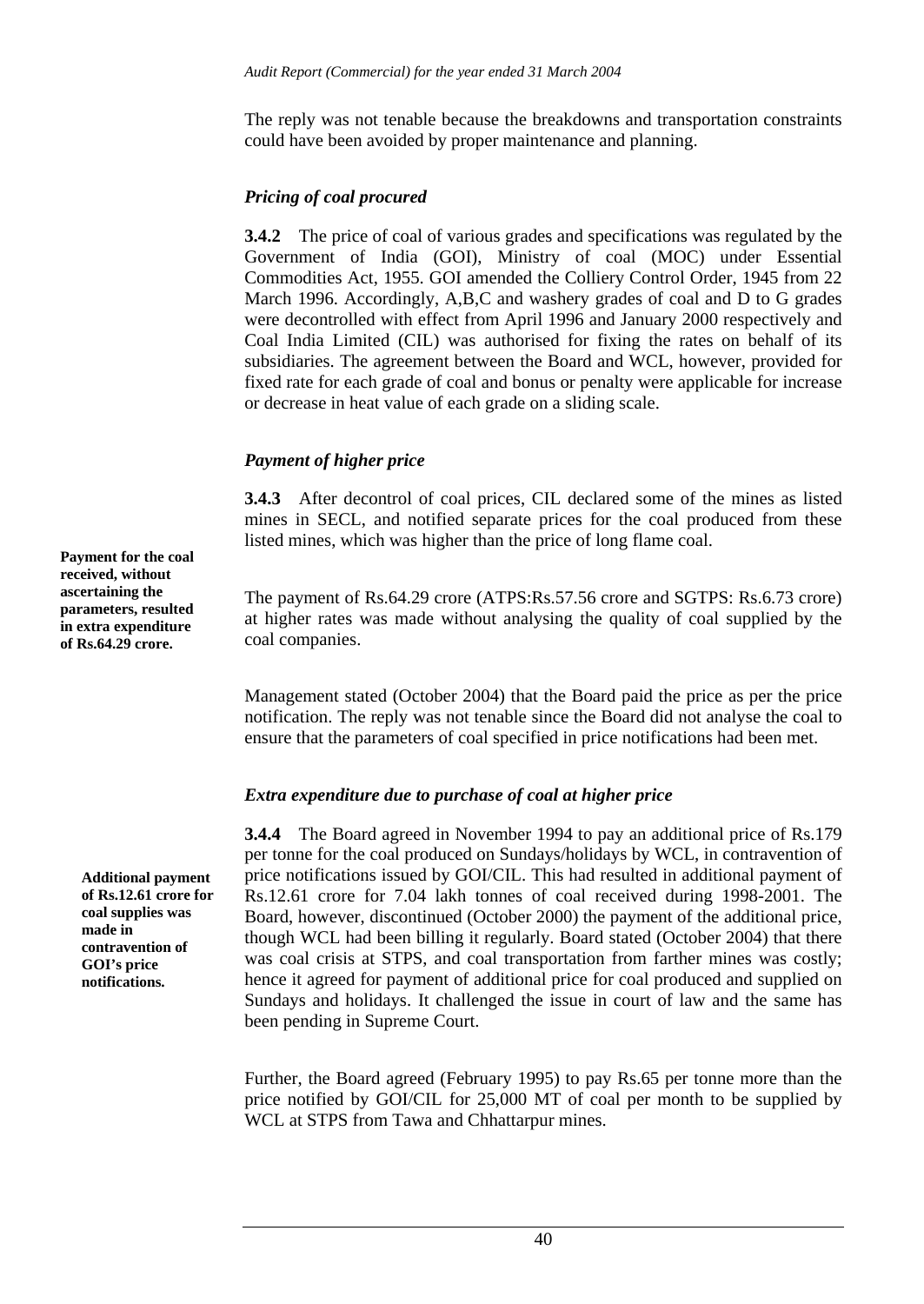The reply was not tenable because the breakdowns and transportation constraints could have been avoided by proper maintenance and planning.

### *Pricing of coal procured*

**3.4.2** The price of coal of various grades and specifications was regulated by the Government of India (GOI), Ministry of coal (MOC) under Essential Commodities Act, 1955. GOI amended the Colliery Control Order, 1945 from 22 March 1996. Accordingly, A,B,C and washery grades of coal and D to G grades were decontrolled with effect from April 1996 and January 2000 respectively and Coal India Limited (CIL) was authorised for fixing the rates on behalf of its subsidiaries. The agreement between the Board and WCL, however, provided for fixed rate for each grade of coal and bonus or penalty were applicable for increase or decrease in heat value of each grade on a sliding scale.

### *Payment of higher price*

**3.4.3** After decontrol of coal prices, CIL declared some of the mines as listed mines in SECL, and notified separate prices for the coal produced from these listed mines, which was higher than the price of long flame coal.

**Payment for the coal received, without ascertaining the parameters, resulted in extra expenditure of Rs.64.29 crore.**

The payment of Rs.64.29 crore (ATPS:Rs.57.56 crore and SGTPS: Rs.6.73 crore) at higher rates was made without analysing the quality of coal supplied by the coal companies.

Management stated (October 2004) that the Board paid the price as per the price notification. The reply was not tenable since the Board did not analyse the coal to ensure that the parameters of coal specified in price notifications had been met.

### *Extra expenditure due to purchase of coal at higher price*

**Additional payment of Rs.12.61 crore for coal supplies was made in contravention of GOI's price notifications.**

**3.4.4** The Board agreed in November 1994 to pay an additional price of Rs.179 per tonne for the coal produced on Sundays/holidays by WCL, in contravention of price notifications issued by GOI/CIL. This had resulted in additional payment of Rs.12.61 crore for 7.04 lakh tonnes of coal received during 1998-2001. The Board, however, discontinued (October 2000) the payment of the additional price, though WCL had been billing it regularly. Board stated (October 2004) that there was coal crisis at STPS, and coal transportation from farther mines was costly; hence it agreed for payment of additional price for coal produced and supplied on Sundays and holidays. It challenged the issue in court of law and the same has been pending in Supreme Court.

Further, the Board agreed (February 1995) to pay Rs.65 per tonne more than the price notified by GOI/CIL for 25,000 MT of coal per month to be supplied by WCL at STPS from Tawa and Chhattarpur mines.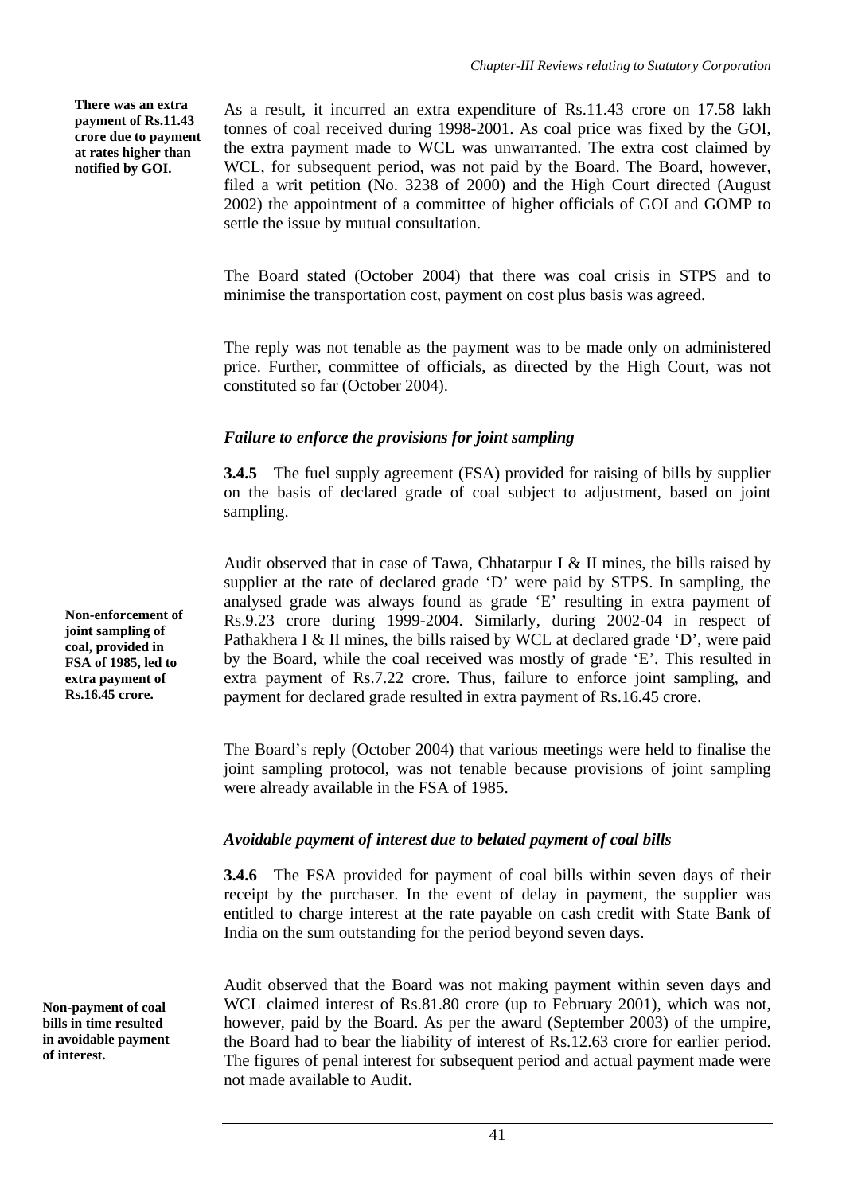**There was an extra payment of Rs.11.43 crore due to payment at rates higher than notified by GOI.**

As a result, it incurred an extra expenditure of Rs.11.43 crore on 17.58 lakh tonnes of coal received during 1998-2001. As coal price was fixed by the GOI, the extra payment made to WCL was unwarranted. The extra cost claimed by WCL, for subsequent period, was not paid by the Board. The Board, however, filed a writ petition (No. 3238 of 2000) and the High Court directed (August 2002) the appointment of a committee of higher officials of GOI and GOMP to settle the issue by mutual consultation.

The Board stated (October 2004) that there was coal crisis in STPS and to minimise the transportation cost, payment on cost plus basis was agreed.

The reply was not tenable as the payment was to be made only on administered price. Further, committee of officials, as directed by the High Court, was not constituted so far (October 2004).

### *Failure to enforce the provisions for joint sampling*

**3.4.5** The fuel supply agreement (FSA) provided for raising of bills by supplier on the basis of declared grade of coal subject to adjustment, based on joint sampling.

**Non-enforcement of joint sampling of coal, provided in FSA of 1985, led to extra payment of Rs.16.45 crore.**

Audit observed that in case of Tawa, Chhatarpur I & II mines, the bills raised by supplier at the rate of declared grade 'D' were paid by STPS. In sampling, the analysed grade was always found as grade 'E' resulting in extra payment of Rs.9.23 crore during 1999-2004. Similarly, during 2002-04 in respect of Pathakhera I & II mines, the bills raised by WCL at declared grade 'D', were paid by the Board, while the coal received was mostly of grade 'E'. This resulted in extra payment of Rs.7.22 crore. Thus, failure to enforce joint sampling, and payment for declared grade resulted in extra payment of Rs.16.45 crore.

The Board's reply (October 2004) that various meetings were held to finalise the joint sampling protocol, was not tenable because provisions of joint sampling were already available in the FSA of 1985.

### *Avoidable payment of interest due to belated payment of coal bills*

**3.4.6** The FSA provided for payment of coal bills within seven days of their receipt by the purchaser. In the event of delay in payment, the supplier was entitled to charge interest at the rate payable on cash credit with State Bank of India on the sum outstanding for the period beyond seven days.

**Non-payment of coal bills in time resulted in avoidable payment of interest.**

Audit observed that the Board was not making payment within seven days and WCL claimed interest of Rs.81.80 crore (up to February 2001), which was not, however, paid by the Board. As per the award (September 2003) of the umpire, the Board had to bear the liability of interest of Rs.12.63 crore for earlier period. The figures of penal interest for subsequent period and actual payment made were not made available to Audit.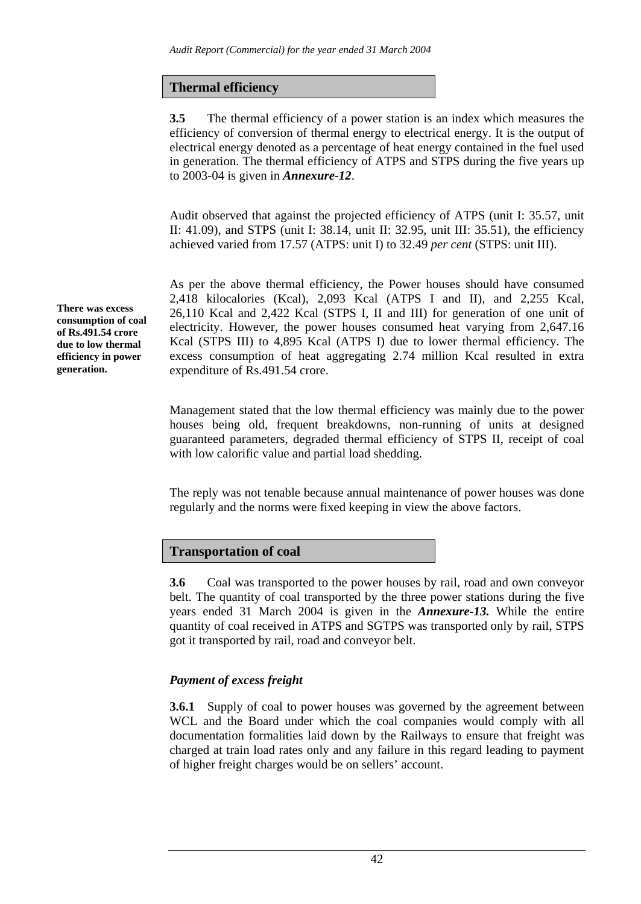## Thermal efficiency

**3.5** The thermal efficiency of a power station is an index which measures the efficiency of conversion of thermal energy to electrical energy. It is the output of electrical energy denoted as a percentage of heat energy contained in the fuel used in generation. The thermal efficiency of ATPS and STPS during the five years up to 2003-04 is given in ***Annexure-12***.

Audit observed that against the projected efficiency of ATPS (unit I: 35.57, unit II: 41.09), and STPS (unit I: 38.14, unit II: 32.95, unit III: 35.51), the efficiency achieved varied from 17.57 (ATPS: unit I) to 32.49 *per cent* (STPS: unit III).

**There was excess consumption of coal of Rs.491.54 crore due to low thermal efficiency in power generation.**

As per the above thermal efficiency, the Power houses should have consumed 2,418 kilocalories (Kcal), 2,093 Kcal (ATPS I and II), and 2,255 Kcal, 26,110 Kcal and 2,422 Kcal (STPS I, II and III) for generation of one unit of electricity. However, the power houses consumed heat varying from 2,647.16 Kcal (STPS III) to 4,895 Kcal (ATPS I) due to lower thermal efficiency. The excess consumption of heat aggregating 2.74 million Kcal resulted in extra expenditure of Rs.491.54 crore.

Management stated that the low thermal efficiency was mainly due to the power houses being old, frequent breakdowns, non-running of units at designed guaranteed parameters, degraded thermal efficiency of STPS II, receipt of coal with low calorific value and partial load shedding.

The reply was not tenable because annual maintenance of power houses was done regularly and the norms were fixed keeping in view the above factors.

## Transportation of coal

**3.6** Coal was transported to the power houses by rail, road and own conveyor belt. The quantity of coal transported by the three power stations during the five years ended 31 March 2004 is given in the ***Annexure-13.*** While the entire quantity of coal received in ATPS and SGTPS was transported only by rail, STPS got it transported by rail, road and conveyor belt.

### *Payment of excess freight*

**3.6.1** Supply of coal to power houses was governed by the agreement between WCL and the Board under which the coal companies would comply with all documentation formalities laid down by the Railways to ensure that freight was charged at train load rates only and any failure in this regard leading to payment of higher freight charges would be on sellers' account.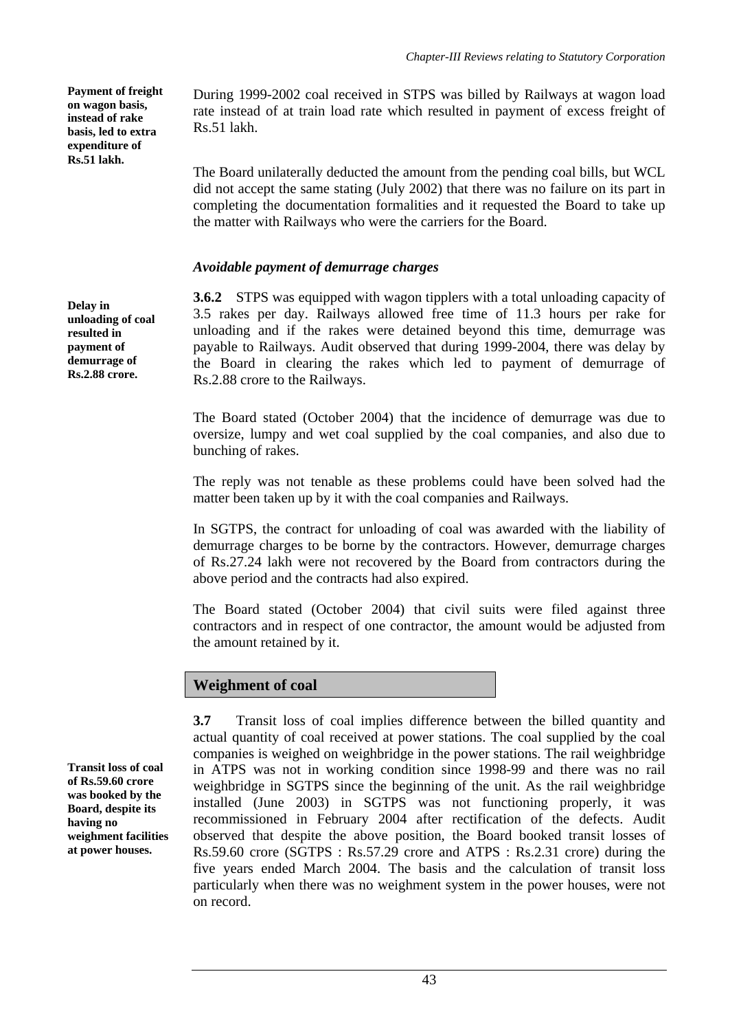**Payment of freight on wagon basis, instead of rake basis, led to extra expenditure of Rs.51 lakh.**

During 1999-2002 coal received in STPS was billed by Railways at wagon load rate instead of at train load rate which resulted in payment of excess freight of Rs.51 lakh.

The Board unilaterally deducted the amount from the pending coal bills, but WCL did not accept the same stating (July 2002) that there was no failure on its part in completing the documentation formalities and it requested the Board to take up the matter with Railways who were the carriers for the Board.

### *Avoidable payment of demurrage charges*

**Delay in unloading of coal resulted in payment of demurrage of Rs.2.88 crore.**

**3.6.2** STPS was equipped with wagon tipplers with a total unloading capacity of 3.5 rakes per day. Railways allowed free time of 11.3 hours per rake for unloading and if the rakes were detained beyond this time, demurrage was payable to Railways. Audit observed that during 1999-2004, there was delay by the Board in clearing the rakes which led to payment of demurrage of Rs.2.88 crore to the Railways.

The Board stated (October 2004) that the incidence of demurrage was due to oversize, lumpy and wet coal supplied by the coal companies, and also due to bunching of rakes.

The reply was not tenable as these problems could have been solved had the matter been taken up by it with the coal companies and Railways.

In SGTPS, the contract for unloading of coal was awarded with the liability of demurrage charges to be borne by the contractors. However, demurrage charges of Rs.27.24 lakh were not recovered by the Board from contractors during the above period and the contracts had also expired.

The Board stated (October 2004) that civil suits were filed against three contractors and in respect of one contractor, the amount would be adjusted from the amount retained by it.

## Weighment of coal

**Transit loss of coal of Rs.59.60 crore was booked by the Board, despite its having no weighment facilities at power houses.**

**3.7** Transit loss of coal implies difference between the billed quantity and actual quantity of coal received at power stations. The coal supplied by the coal companies is weighed on weighbridge in the power stations. The rail weighbridge in ATPS was not in working condition since 1998-99 and there was no rail weighbridge in SGTPS since the beginning of the unit. As the rail weighbridge installed (June 2003) in SGTPS was not functioning properly, it was recommissioned in February 2004 after rectification of the defects. Audit observed that despite the above position, the Board booked transit losses of Rs.59.60 crore (SGTPS : Rs.57.29 crore and ATPS : Rs.2.31 crore) during the five years ended March 2004. The basis and the calculation of transit loss particularly when there was no weighment system in the power houses, were not on record.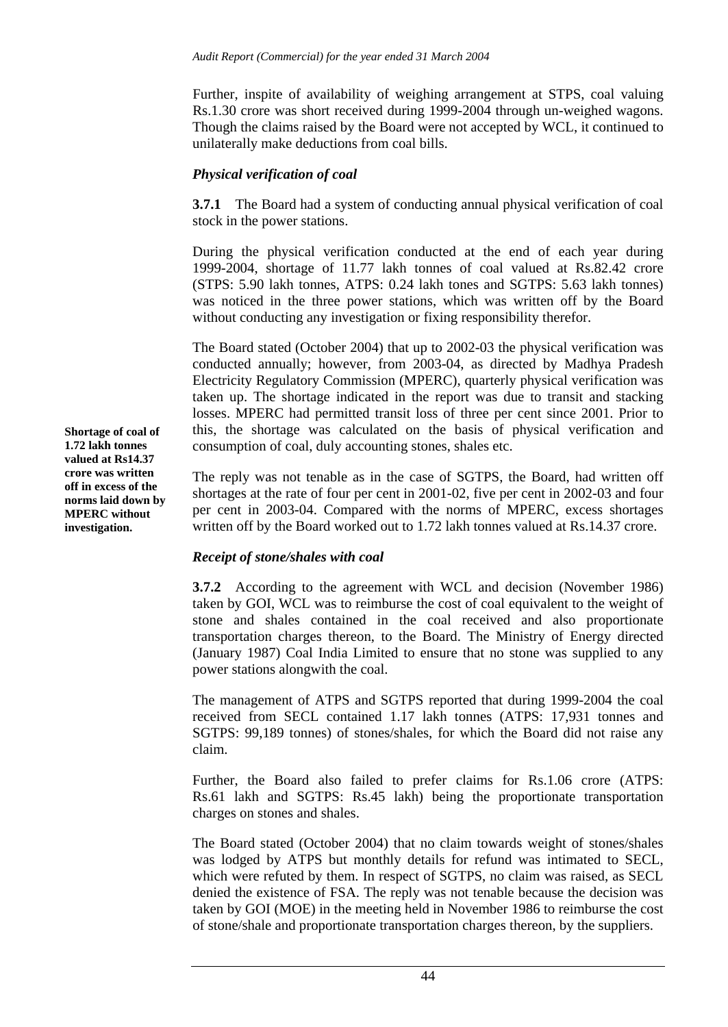Further, inspite of availability of weighing arrangement at STPS, coal valuing Rs.1.30 crore was short received during 1999-2004 through un-weighed wagons. Though the claims raised by the Board were not accepted by WCL, it continued to unilaterally make deductions from coal bills.

### *Physical verification of coal*

**3.7.1** The Board had a system of conducting annual physical verification of coal stock in the power stations.

During the physical verification conducted at the end of each year during 1999-2004, shortage of 11.77 lakh tonnes of coal valued at Rs.82.42 crore (STPS: 5.90 lakh tonnes, ATPS: 0.24 lakh tones and SGTPS: 5.63 lakh tonnes) was noticed in the three power stations, which was written off by the Board without conducting any investigation or fixing responsibility therefor.

The Board stated (October 2004) that up to 2002-03 the physical verification was conducted annually; however, from 2003-04, as directed by Madhya Pradesh Electricity Regulatory Commission (MPERC), quarterly physical verification was taken up. The shortage indicated in the report was due to transit and stacking losses. MPERC had permitted transit loss of three per cent since 2001. Prior to this, the shortage was calculated on the basis of physical verification and consumption of coal, duly accounting stones, shales etc.

**Shortage of coal of 1.72 lakh tonnes valued at Rs14.37 crore was written off in excess of the norms laid down by MPERC without investigation.**

The reply was not tenable as in the case of SGTPS, the Board, had written off shortages at the rate of four per cent in 2001-02, five per cent in 2002-03 and four per cent in 2003-04. Compared with the norms of MPERC, excess shortages written off by the Board worked out to 1.72 lakh tonnes valued at Rs.14.37 crore.

### *Receipt of stone/shales with coal*

**3.7.2** According to the agreement with WCL and decision (November 1986) taken by GOI, WCL was to reimburse the cost of coal equivalent to the weight of stone and shales contained in the coal received and also proportionate transportation charges thereon, to the Board. The Ministry of Energy directed (January 1987) Coal India Limited to ensure that no stone was supplied to any power stations alongwith the coal.

The management of ATPS and SGTPS reported that during 1999-2004 the coal received from SECL contained 1.17 lakh tonnes (ATPS: 17,931 tonnes and SGTPS: 99,189 tonnes) of stones/shales, for which the Board did not raise any claim.

Further, the Board also failed to prefer claims for Rs.1.06 crore (ATPS: Rs.61 lakh and SGTPS: Rs.45 lakh) being the proportionate transportation charges on stones and shales.

The Board stated (October 2004) that no claim towards weight of stones/shales was lodged by ATPS but monthly details for refund was intimated to SECL, which were refuted by them. In respect of SGTPS, no claim was raised, as SECL denied the existence of FSA. The reply was not tenable because the decision was taken by GOI (MOE) in the meeting held in November 1986 to reimburse the cost of stone/shale and proportionate transportation charges thereon, by the suppliers.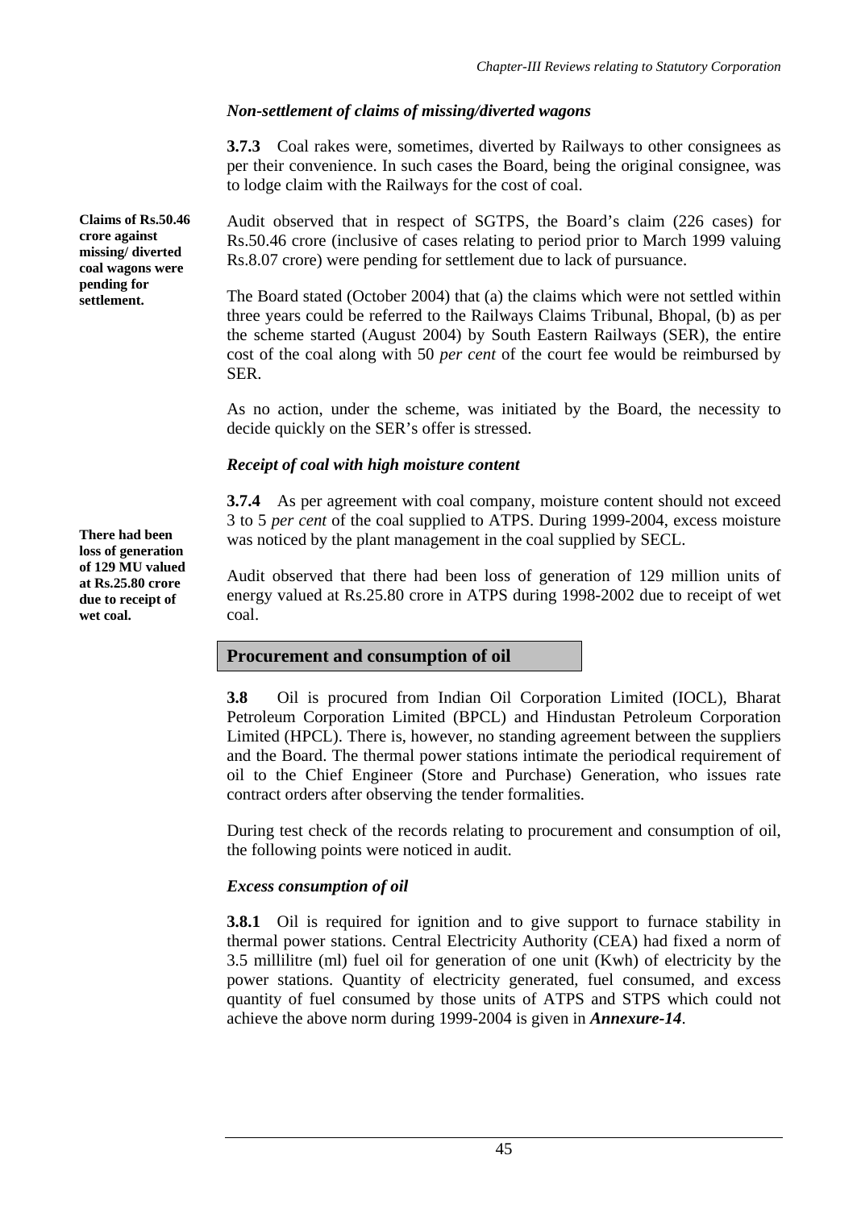*Non-settlement of claims of missing/diverted wagons*

**3.7.3** Coal rakes were, sometimes, diverted by Railways to other consignees as per their convenience. In such cases the Board, being the original consignee, was to lodge claim with the Railways for the cost of coal.

**Claims of Rs.50.46 crore against missing/ diverted coal wagons were pending for settlement.**

Audit observed that in respect of SGTPS, the Board's claim (226 cases) for Rs.50.46 crore (inclusive of cases relating to period prior to March 1999 valuing Rs.8.07 crore) were pending for settlement due to lack of pursuance.

The Board stated (October 2004) that (a) the claims which were not settled within three years could be referred to the Railways Claims Tribunal, Bhopal, (b) as per the scheme started (August 2004) by South Eastern Railways (SER), the entire cost of the coal along with 50 *per cent* of the court fee would be reimbursed by SER.

As no action, under the scheme, was initiated by the Board, the necessity to decide quickly on the SER's offer is stressed.

*Receipt of coal with high moisture content*

**3.7.4** As per agreement with coal company, moisture content should not exceed 3 to 5 *per cent* of the coal supplied to ATPS. During 1999-2004, excess moisture was noticed by the plant management in the coal supplied by SECL.

**There had been loss of generation of 129 MU valued at Rs.25.80 crore due to receipt of wet coal.**

Audit observed that there had been loss of generation of 129 million units of energy valued at Rs.25.80 crore in ATPS during 1998-2002 due to receipt of wet coal.

## Procurement and consumption of oil

**3.8** Oil is procured from Indian Oil Corporation Limited (IOCL), Bharat Petroleum Corporation Limited (BPCL) and Hindustan Petroleum Corporation Limited (HPCL). There is, however, no standing agreement between the suppliers and the Board. The thermal power stations intimate the periodical requirement of oil to the Chief Engineer (Store and Purchase) Generation, who issues rate contract orders after observing the tender formalities.

During test check of the records relating to procurement and consumption of oil, the following points were noticed in audit.

*Excess consumption of oil*

**3.8.1** Oil is required for ignition and to give support to furnace stability in thermal power stations. Central Electricity Authority (CEA) had fixed a norm of 3.5 millilitre (ml) fuel oil for generation of one unit (Kwh) of electricity by the power stations. Quantity of electricity generated, fuel consumed, and excess quantity of fuel consumed by those units of ATPS and STPS which could not achieve the above norm during 1999-2004 is given in ***Annexure-14***.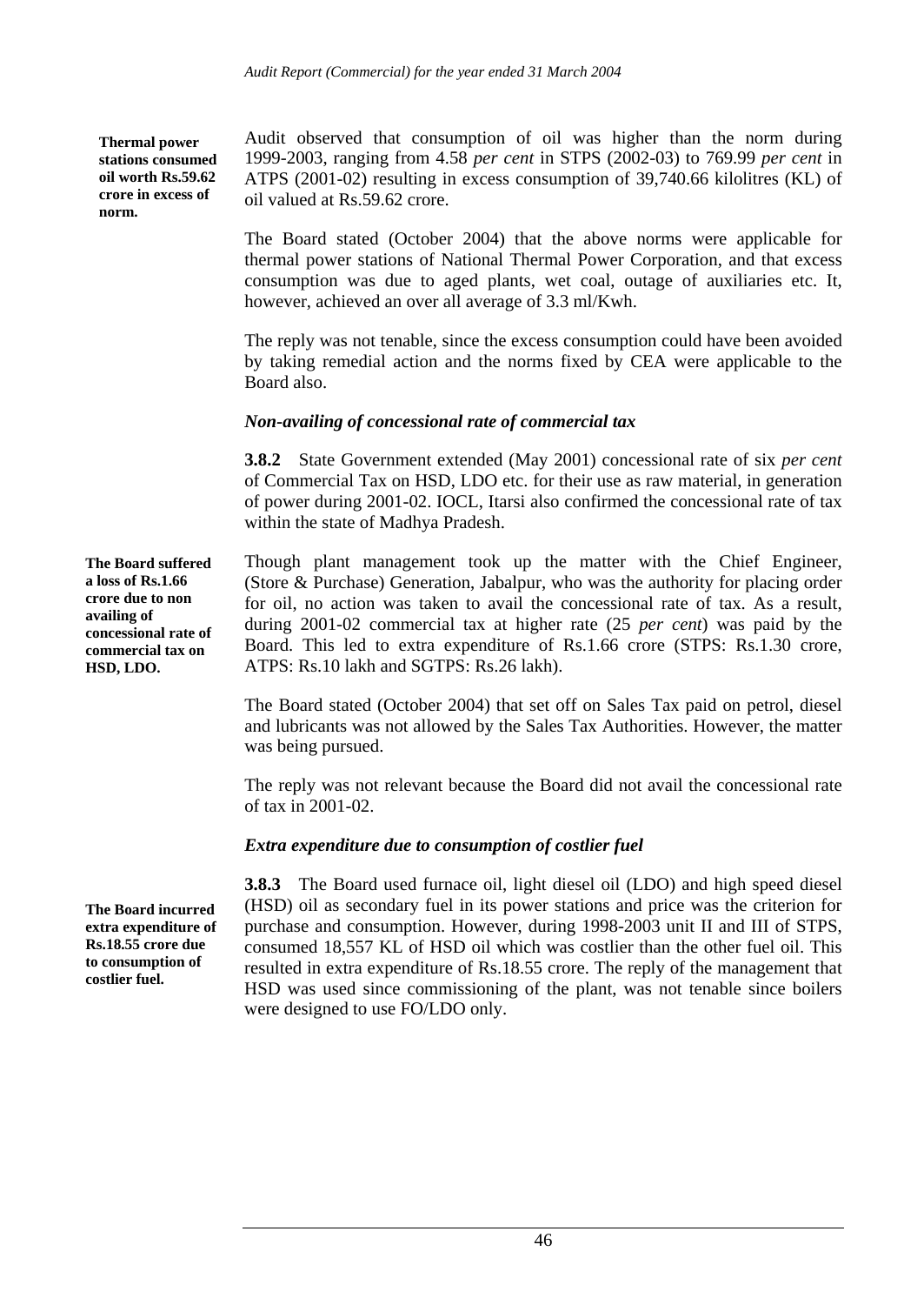**Thermal power stations consumed oil worth Rs.59.62 crore in excess of norm.**

Audit observed that consumption of oil was higher than the norm during 1999-2003, ranging from 4.58 *per cent* in STPS (2002-03) to 769.99 *per cent* in ATPS (2001-02) resulting in excess consumption of 39,740.66 kilolitres (KL) of oil valued at Rs.59.62 crore.

The Board stated (October 2004) that the above norms were applicable for thermal power stations of National Thermal Power Corporation, and that excess consumption was due to aged plants, wet coal, outage of auxiliaries etc. It, however, achieved an over all average of 3.3 ml/Kwh.

The reply was not tenable, since the excess consumption could have been avoided by taking remedial action and the norms fixed by CEA were applicable to the Board also.

### *Non-availing of concessional rate of commercial tax*

**3.8.2** State Government extended (May 2001) concessional rate of six *per cent* of Commercial Tax on HSD, LDO etc. for their use as raw material, in generation of power during 2001-02. IOCL, Itarsi also confirmed the concessional rate of tax within the state of Madhya Pradesh.

**The Board suffered a loss of Rs.1.66 crore due to non availing of concessional rate of commercial tax on HSD, LDO.**

Though plant management took up the matter with the Chief Engineer, (Store & Purchase) Generation, Jabalpur, who was the authority for placing order for oil, no action was taken to avail the concessional rate of tax. As a result, during 2001-02 commercial tax at higher rate (25 *per cent*) was paid by the Board. This led to extra expenditure of Rs.1.66 crore (STPS: Rs.1.30 crore, ATPS: Rs.10 lakh and SGTPS: Rs.26 lakh).

The Board stated (October 2004) that set off on Sales Tax paid on petrol, diesel and lubricants was not allowed by the Sales Tax Authorities. However, the matter was being pursued.

The reply was not relevant because the Board did not avail the concessional rate of tax in 2001-02.

### *Extra expenditure due to consumption of costlier fuel*

**The Board incurred extra expenditure of Rs.18.55 crore due to consumption of costlier fuel.**

**3.8.3** The Board used furnace oil, light diesel oil (LDO) and high speed diesel (HSD) oil as secondary fuel in its power stations and price was the criterion for purchase and consumption. However, during 1998-2003 unit II and III of STPS, consumed 18,557 KL of HSD oil which was costlier than the other fuel oil. This resulted in extra expenditure of Rs.18.55 crore. The reply of the management that HSD was used since commissioning of the plant, was not tenable since boilers were designed to use FO/LDO only.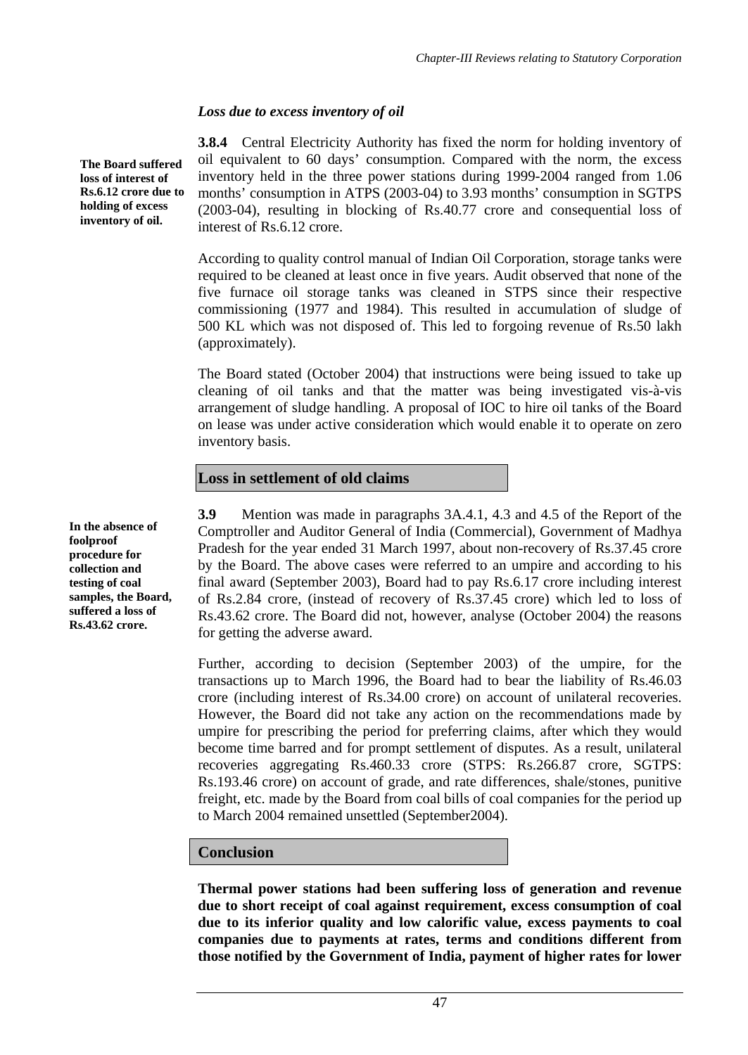*Loss due to excess inventory of oil*

**The Board suffered loss of interest of Rs.6.12 crore due to holding of excess inventory of oil.**

**3.8.4** Central Electricity Authority has fixed the norm for holding inventory of oil equivalent to 60 days' consumption. Compared with the norm, the excess inventory held in the three power stations during 1999-2004 ranged from 1.06 months' consumption in ATPS (2003-04) to 3.93 months' consumption in SGTPS (2003-04), resulting in blocking of Rs.40.77 crore and consequential loss of interest of Rs.6.12 crore.

According to quality control manual of Indian Oil Corporation, storage tanks were required to be cleaned at least once in five years. Audit observed that none of the five furnace oil storage tanks was cleaned in STPS since their respective commissioning (1977 and 1984). This resulted in accumulation of sludge of 500 KL which was not disposed of. This led to forgoing revenue of Rs.50 lakh (approximately).

The Board stated (October 2004) that instructions were being issued to take up cleaning of oil tanks and that the matter was being investigated vis-à-vis arrangement of sludge handling. A proposal of IOC to hire oil tanks of the Board on lease was under active consideration which would enable it to operate on zero inventory basis.

## Loss in settlement of old claims

**In the absence of foolproof procedure for collection and testing of coal samples, the Board, suffered a loss of Rs.43.62 crore.**

**3.9** Mention was made in paragraphs 3A.4.1, 4.3 and 4.5 of the Report of the Comptroller and Auditor General of India (Commercial), Government of Madhya Pradesh for the year ended 31 March 1997, about non-recovery of Rs.37.45 crore by the Board. The above cases were referred to an umpire and according to his final award (September 2003), Board had to pay Rs.6.17 crore including interest of Rs.2.84 crore, (instead of recovery of Rs.37.45 crore) which led to loss of Rs.43.62 crore. The Board did not, however, analyse (October 2004) the reasons for getting the adverse award.

Further, according to decision (September 2003) of the umpire, for the transactions up to March 1996, the Board had to bear the liability of Rs.46.03 crore (including interest of Rs.34.00 crore) on account of unilateral recoveries. However, the Board did not take any action on the recommendations made by umpire for prescribing the period for preferring claims, after which they would become time barred and for prompt settlement of disputes. As a result, unilateral recoveries aggregating Rs.460.33 crore (STPS: Rs.266.87 crore, SGTPS: Rs.193.46 crore) on account of grade, and rate differences, shale/stones, punitive freight, etc. made by the Board from coal bills of coal companies for the period up to March 2004 remained unsettled (September2004).

## Conclusion

**Thermal power stations had been suffering loss of generation and revenue due to short receipt of coal against requirement, excess consumption of coal due to its inferior quality and low calorific value, excess payments to coal companies due to payments at rates, terms and conditions different from those notified by the Government of India, payment of higher rates for lower**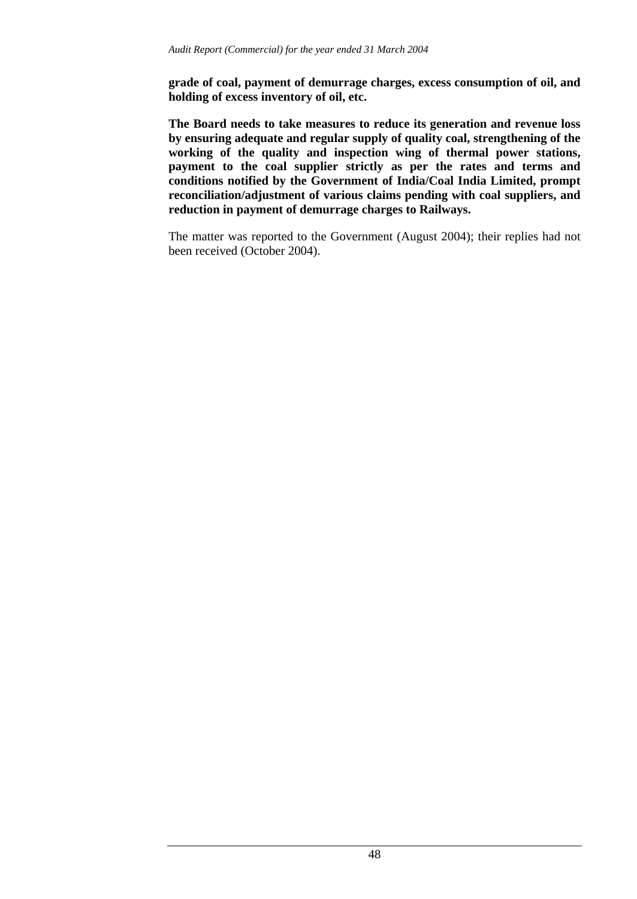**grade of coal, payment of demurrage charges, excess consumption of oil, and holding of excess inventory of oil, etc.**

**The Board needs to take measures to reduce its generation and revenue loss by ensuring adequate and regular supply of quality coal, strengthening of the working of the quality and inspection wing of thermal power stations, payment to the coal supplier strictly as per the rates and terms and conditions notified by the Government of India/Coal India Limited, prompt reconciliation/adjustment of various claims pending with coal suppliers, and reduction in payment of demurrage charges to Railways.**

The matter was reported to the Government (August 2004); their replies had not been received (October 2004).